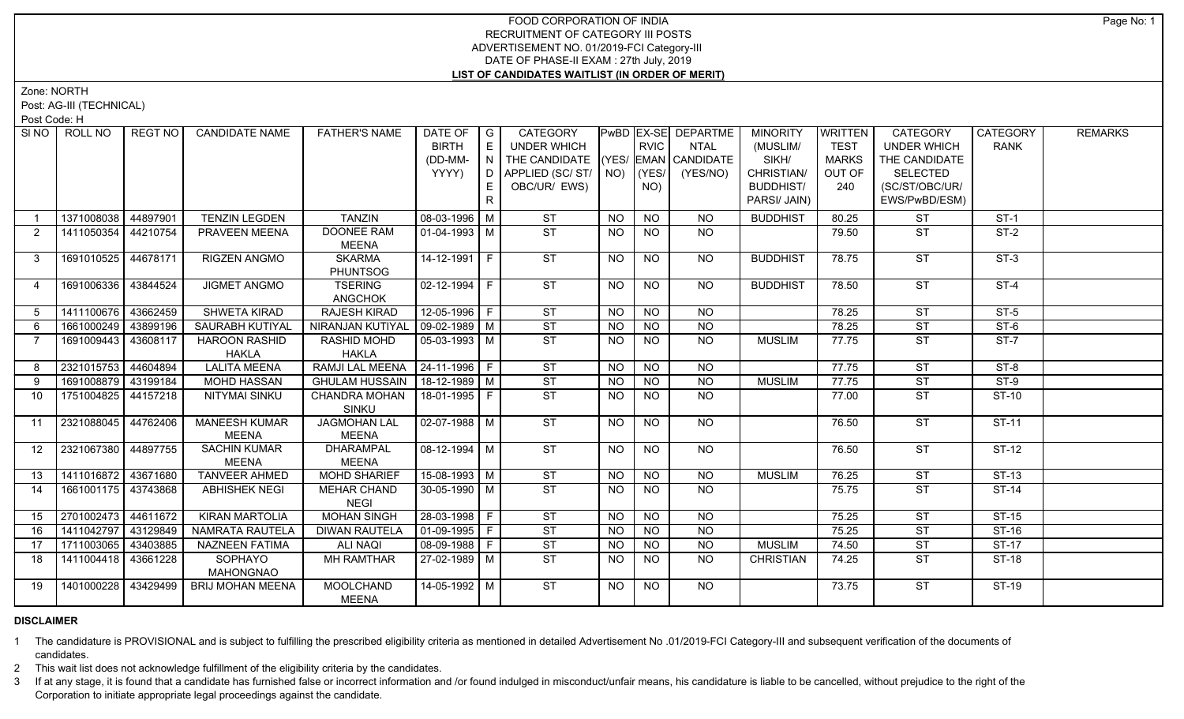# FOOD CORPORATION OF INDIA
## RECRUITMENT OF CATEGORY III POSTS
## ADVERTISEMENT NO. 01/2019-FCI Category-III
## DATE OF PHASE-II EXAM : 27th July, 2019
## LIST OF CANDIDATES WAITLIST (IN ORDER OF MERIT)

Zone: NORTH

Post: AG-III (TECHNICAL)

Post Code: H

| Sl NO | ROLL NO | REGT NO | CANDIDATE NAME | FATHER'S NAME | DATE OF BIRTH (DD-MM-YYYY) | GENDER | CATEGORY UNDER WHICH THE CANDIDATE APPLIED (SC/ ST/ OBC/UR/ EWS) | PwBD (YES/ NO) | EX-SERVICEMAN (YES/ NO) | DEPARTMENTAL CANDIDATE (YES/NO) | MINORITY (MUSLIM/ SIKH/ CHRISTIAN/ BUDDHIST/ PARSI/ JAIN) | WRITTEN TEST MARKS OUT OF 240 | CATEGORY UNDER WHICH THE CANDIDATE SELECTED (SC/ST/OBC/UR/ EWS/PwBD/ESM) | CATEGORY RANK | REMARKS |
|---|---|---|---|---|---|---|---|---|---|---|---|---|---|---|---|
| 1 | 1371008038 | 44897901 | TENZIN LEGDEN | TANZIN | 08-03-1996 | M | ST | NO | NO | NO | BUDDHIST | 80.25 | ST | ST-1 | |
| 2 | 1411050354 | 44210754 | PRAVEEN MEENA | DOONEE RAM MEENA | 01-04-1993 | M | ST | NO | NO | NO | | 79.50 | ST | ST-2 | |
| 3 | 1691010525 | 44678171 | RIGZEN ANGMO | SKARMA PHUNTSOG | 14-12-1991 | F | ST | NO | NO | NO | BUDDHIST | 78.75 | ST | ST-3 | |
| 4 | 1691006336 | 43844524 | JIGMET ANGMO | TSERING ANGCHOK | 02-12-1994 | F | ST | NO | NO | NO | BUDDHIST | 78.50 | ST | ST-4 | |
| 5 | 1411100676 | 43662459 | SHWETA KIRAD | RAJESH KIRAD | 12-05-1996 | F | ST | NO | NO | NO | | 78.25 | ST | ST-5 | |
| 6 | 1661000249 | 43899196 | SAURABH KUTIYAL | NIRANJAN KUTIYAL | 09-02-1989 | M | ST | NO | NO | NO | | 78.25 | ST | ST-6 | |
| 7 | 1691009443 | 43608117 | HAROON RASHID HAKLA | RASHID MOHD HAKLA | 05-03-1993 | M | ST | NO | NO | NO | MUSLIM | 77.75 | ST | ST-7 | |
| 8 | 2321015753 | 44604894 | LALITA MEENA | RAMJI LAL MEENA | 24-11-1996 | F | ST | NO | NO | NO | | 77.75 | ST | ST-8 | |
| 9 | 1691008879 | 43199184 | MOHD HASSAN | GHULAM HUSSAIN | 18-12-1989 | M | ST | NO | NO | NO | MUSLIM | 77.75 | ST | ST-9 | |
| 10 | 1751004825 | 44157218 | NITYMAI SINKU | CHANDRA MOHAN SINKU | 18-01-1995 | F | ST | NO | NO | NO | | 77.00 | ST | ST-10 | |
| 11 | 2321088045 | 44762406 | MANEESH KUMAR MEENA | JAGMOHAN LAL MEENA | 02-07-1988 | M | ST | NO | NO | NO | | 76.50 | ST | ST-11 | |
| 12 | 2321067380 | 44897755 | SACHIN KUMAR MEENA | DHARAMPAL MEENA | 08-12-1994 | M | ST | NO | NO | NO | | 76.50 | ST | ST-12 | |
| 13 | 1411016872 | 43671680 | TANVEER AHMED | MOHD SHARIEF | 15-08-1993 | M | ST | NO | NO | NO | MUSLIM | 76.25 | ST | ST-13 | |
| 14 | 1661001175 | 43743868 | ABHISHEK NEGI | MEHAR CHAND NEGI | 30-05-1990 | M | ST | NO | NO | NO | | 75.75 | ST | ST-14 | |
| 15 | 2701002473 | 44611672 | KIRAN MARTOLIA | MOHAN SINGH | 28-03-1998 | F | ST | NO | NO | NO | | 75.25 | ST | ST-15 | |
| 16 | 1411042797 | 43129849 | NAMRATA RAUTELA | DIWAN RAUTELA | 01-09-1995 | F | ST | NO | NO | NO | | 75.25 | ST | ST-16 | |
| 17 | 1711003065 | 43403885 | NAZNEEN FATIMA | ALI NAQI | 08-09-1988 | F | ST | NO | NO | NO | MUSLIM | 74.50 | ST | ST-17 | |
| 18 | 1411004418 | 43661228 | SOPHAYO MAHONGNAO | MH RAMTHAR | 27-02-1989 | M | ST | NO | NO | NO | CHRISTIAN | 74.25 | ST | ST-18 | |
| 19 | 1401000228 | 43429499 | BRIJ MOHAN MEENA | MOOLCHAND MEENA | 14-05-1992 | M | ST | NO | NO | NO | | 73.75 | ST | ST-19 | |

**DISCLAIMER**

1 The candidature is PROVISIONAL and is subject to fulfilling the prescribed eligibility criteria as mentioned in detailed Advertisement No .01/2019-FCI Category-III and subsequent verification of the documents of candidates.

2 This wait list does not acknowledge fulfillment of the eligibility criteria by the candidates.

3 If at any stage, it is found that a candidate has furnished false or incorrect information and /or found indulged in misconduct/unfair means, his candidature is liable to be cancelled, without prejudice to the right of the Corporation to initiate appropriate legal proceedings against the candidate.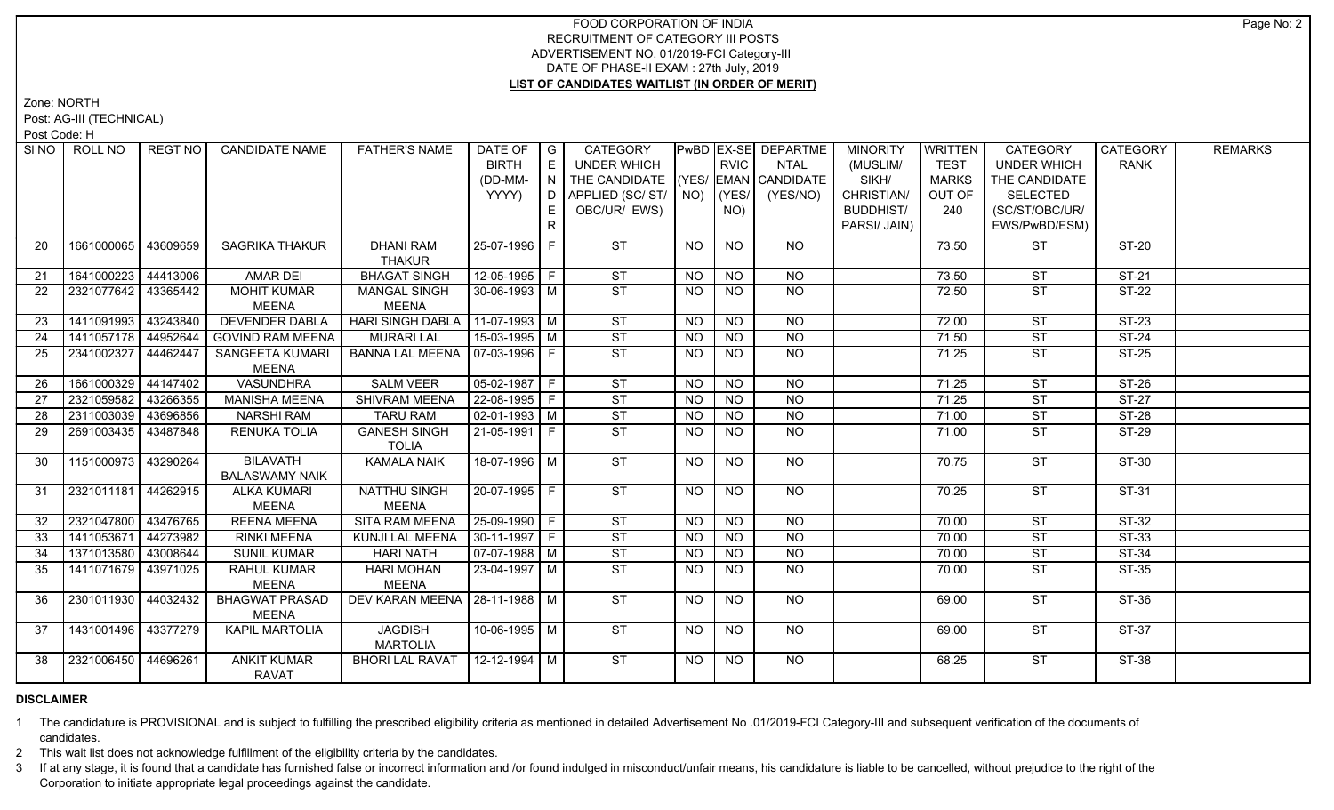# FOOD CORPORATION OF INDIA
## RECRUITMENT OF CATEGORY III POSTS
## ADVERTISEMENT NO. 01/2019-FCI Category-III
## DATE OF PHASE-II EXAM : 27th July, 2019
## LIST OF CANDIDATES WAITLIST (IN ORDER OF MERIT)

Zone: NORTH

Post: AG-III (TECHNICAL)

Post Code: H

| SI NO | ROLL NO | REGT NO | CANDIDATE NAME | FATHER'S NAME | DATE OF BIRTH (DD-MM-YYYY) | GENDER | CATEGORY UNDER WHICH THE CANDIDATE APPLIED (SC/ ST/ OBC/UR/ EWS) | PwBD (YES/ NO) | EX-SERVICEMAN (YES/ NO) | DEPARTMENTAL CANDIDATE (YES/NO) | MINORITY (MUSLIM/ SIKH/ CHRISTIAN/ BUDDHIST/ PARSI/ JAIN) | WRITTEN TEST MARKS OUT OF 240 | CATEGORY UNDER WHICH THE CANDIDATE SELECTED (SC/ST/OBC/UR/ EWS/PwBD/ESM) | CATEGORY RANK | REMARKS |
|---|---|---|---|---|---|---|---|---|---|---|---|---|---|---|---|
| 20 | 1661000065 | 43609659 | SAGRIKA THAKUR | DHANI RAM THAKUR | 25-07-1996 | F | ST | NO | NO | NO | | 73.50 | ST | ST-20 | |
| 21 | 1641000223 | 44413006 | AMAR DEI | BHAGAT SINGH | 12-05-1995 | F | ST | NO | NO | NO | | 73.50 | ST | ST-21 | |
| 22 | 2321077642 | 43365442 | MOHIT KUMAR MEENA | MANGAL SINGH MEENA | 30-06-1993 | M | ST | NO | NO | NO | | 72.50 | ST | ST-22 | |
| 23 | 1411091993 | 43243840 | DEVENDER DABLA | HARI SINGH DABLA | 11-07-1993 | M | ST | NO | NO | NO | | 72.00 | ST | ST-23 | |
| 24 | 1411057178 | 44952644 | GOVIND RAM MEENA | MURARI LAL | 15-03-1995 | M | ST | NO | NO | NO | | 71.50 | ST | ST-24 | |
| 25 | 2341002327 | 44462447 | SANGEETA KUMARI MEENA | BANNA LAL MEENA | 07-03-1996 | F | ST | NO | NO | NO | | 71.25 | ST | ST-25 | |
| 26 | 1661000329 | 44147402 | VASUNDHRA | SALM VEER | 05-02-1987 | F | ST | NO | NO | NO | | 71.25 | ST | ST-26 | |
| 27 | 2321059582 | 43266355 | MANISHA MEENA | SHIVRAM MEENA | 22-08-1995 | F | ST | NO | NO | NO | | 71.25 | ST | ST-27 | |
| 28 | 2311003039 | 43696856 | NARSHI RAM | TARU RAM | 02-01-1993 | M | ST | NO | NO | NO | | 71.00 | ST | ST-28 | |
| 29 | 2691003435 | 43487848 | RENUKA TOLIA | GANESH SINGH TOLIA | 21-05-1991 | F | ST | NO | NO | NO | | 71.00 | ST | ST-29 | |
| 30 | 1151000973 | 43290264 | BILAVATH BALASWAMY NAIK | KAMALA NAIK | 18-07-1996 | M | ST | NO | NO | NO | | 70.75 | ST | ST-30 | |
| 31 | 2321011181 | 44262915 | ALKA KUMARI MEENA | NATTHU SINGH MEENA | 20-07-1995 | F | ST | NO | NO | NO | | 70.25 | ST | ST-31 | |
| 32 | 2321047800 | 43476765 | REENA MEENA | SITA RAM MEENA | 25-09-1990 | F | ST | NO | NO | NO | | 70.00 | ST | ST-32 | |
| 33 | 1411053671 | 44273982 | RINKI MEENA | KUNJI LAL MEENA | 30-11-1997 | F | ST | NO | NO | NO | | 70.00 | ST | ST-33 | |
| 34 | 1371013580 | 43008644 | SUNIL KUMAR | HARI NATH | 07-07-1988 | M | ST | NO | NO | NO | | 70.00 | ST | ST-34 | |
| 35 | 1411071679 | 43971025 | RAHUL KUMAR MEENA | HARI MOHAN MEENA | 23-04-1997 | M | ST | NO | NO | NO | | 70.00 | ST | ST-35 | |
| 36 | 2301011930 | 44032432 | BHAGWAT PRASAD MEENA | DEV KARAN MEENA | 28-11-1988 | M | ST | NO | NO | NO | | 69.00 | ST | ST-36 | |
| 37 | 1431001496 | 43377279 | KAPIL MARTOLIA | JAGDISH MARTOLIA | 10-06-1995 | M | ST | NO | NO | NO | | 69.00 | ST | ST-37 | |
| 38 | 2321006450 | 44696261 | ANKIT KUMAR RAVAT | BHORI LAL RAVAT | 12-12-1994 | M | ST | NO | NO | NO | | 68.25 | ST | ST-38 | |

**DISCLAIMER**

1 The candidature is PROVISIONAL and is subject to fulfilling the prescribed eligibility criteria as mentioned in detailed Advertisement No .01/2019-FCI Category-III and subsequent verification of the documents of candidates.

2 This wait list does not acknowledge fulfillment of the eligibility criteria by the candidates.

3 If at any stage, it is found that a candidate has furnished false or incorrect information and /or found indulged in misconduct/unfair means, his candidature is liable to be cancelled, without prejudice to the right of the Corporation to initiate appropriate legal proceedings against the candidate.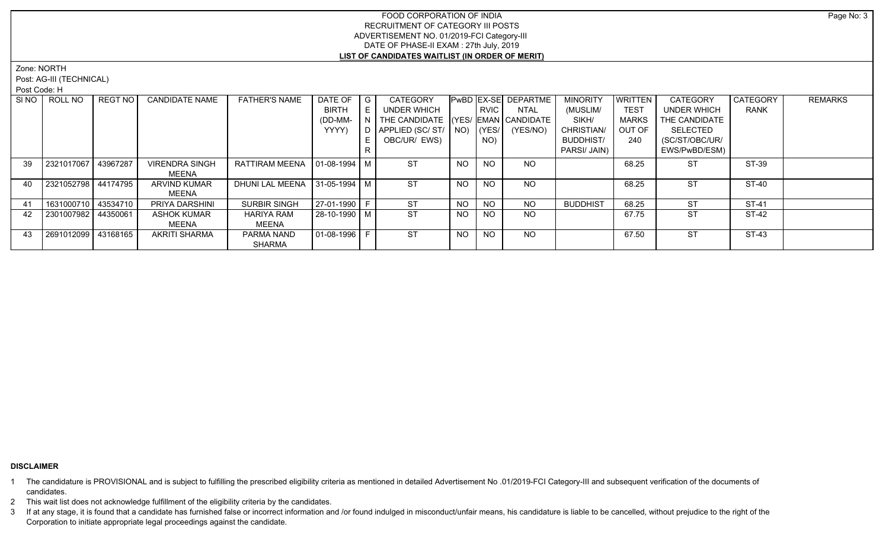FOOD CORPORATION OF INDIA
RECRUITMENT OF CATEGORY III POSTS
ADVERTISEMENT NO. 01/2019-FCI Category-III
DATE OF PHASE-II EXAM : 27th July, 2019
**LIST OF CANDIDATES WAITLIST (IN ORDER OF MERIT)**

Zone: NORTH
Post: AG-III (TECHNICAL)
Post Code: H

| Sl NO | ROLL NO | REGT NO | CANDIDATE NAME | FATHER'S NAME | DATE OF BIRTH (DD-MM-YYYY) | GENDER | CATEGORY UNDER WHICH THE CANDIDATE APPLIED (SC/ ST/ OBC/UR/ EWS) | PwBD (YES/ NO) | EX-SERVICEMAN (YES/ NO) | DEPARTMENTAL CANDIDATE (YES/NO) | MINORITY (MUSLIM/ SIKH/ CHRISTIAN/ BUDDHIST/ PARSI/ JAIN) | WRITTEN TEST MARKS OUT OF 240 | CATEGORY UNDER WHICH THE CANDIDATE SELECTED (SC/ST/OBC/UR/ EWS/PwBD/ESM) | CATEGORY RANK | REMARKS |
|---|---|---|---|---|---|---|---|---|---|---|---|---|---|---|---|
| 39 | 2321017067 | 43967287 | VIRENDRA SINGH MEENA | RATTIRAM MEENA | 01-08-1994 | M | ST | NO | NO | NO | | 68.25 | ST | ST-39 | |
| 40 | 2321052798 | 44174795 | ARVIND KUMAR MEENA | DHUNI LAL MEENA | 31-05-1994 | M | ST | NO | NO | NO | | 68.25 | ST | ST-40 | |
| 41 | 1631000710 | 43534710 | PRIYA DARSHINI | SURBIR SINGH | 27-01-1990 | F | ST | NO | NO | NO | BUDDHIST | 68.25 | ST | ST-41 | |
| 42 | 2301007982 | 44350061 | ASHOK KUMAR MEENA | HARIYA RAM MEENA | 28-10-1990 | M | ST | NO | NO | NO | | 67.75 | ST | ST-42 | |
| 43 | 2691012099 | 43168165 | AKRITI SHARMA | PARMA NAND SHARMA | 01-08-1996 | F | ST | NO | NO | NO | | 67.50 | ST | ST-43 | |

**DISCLAIMER**

1. The candidature is PROVISIONAL and is subject to fulfilling the prescribed eligibility criteria as mentioned in detailed Advertisement No .01/2019-FCI Category-III and subsequent verification of the documents of candidates.
2. This wait list does not acknowledge fulfillment of the eligibility criteria by the candidates.
3. If at any stage, it is found that a candidate has furnished false or incorrect information and /or found indulged in misconduct/unfair means, his candidature is liable to be cancelled, without prejudice to the right of the Corporation to initiate appropriate legal proceedings against the candidate.